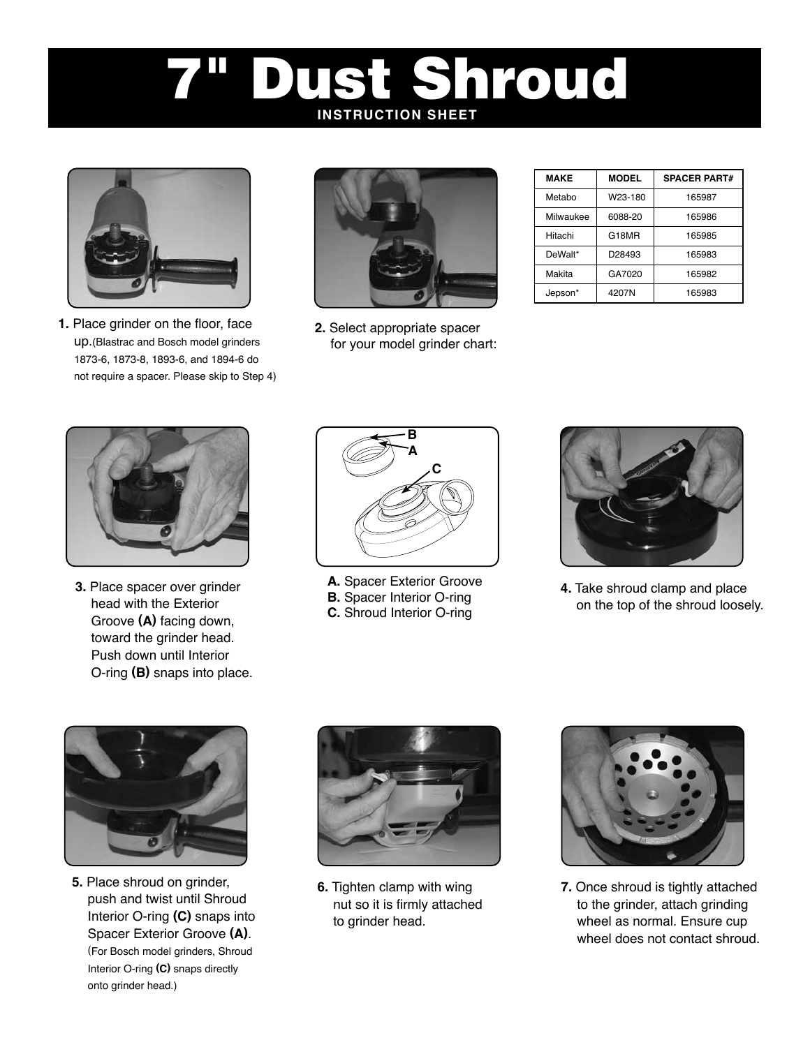# 7" Dust Shroud

**INSTRUCTION SHEET**

**1.** Place grinder on the floor, face up. (Blastrac and Bosch model grinders 1873-6, 1873-8, 1893-6, and 1894-6 do not require a spacer. Please skip to Step 4)

**2.** Select appropriate spacer for your model grinder chart:

| MAKE | MODEL | SPACER PART# |
|---|---|---|
| Metabo | W23-180 | 165987 |
| Milwaukee | 6088-20 | 165986 |
| Hitachi | G18MR | 165985 |
| DeWalt* | D28493 | 165983 |
| Makita | GA7020 | 165982 |
| Jepson* | 4207N | 165983 |

**3.** Place spacer over grinder head with the Exterior Groove **(A)** facing down, toward the grinder head. Push down until Interior O-ring **(B)** snaps into place.

**A.** Spacer Exterior Groove
**B.** Spacer Interior O-ring
**C.** Shroud Interior O-ring

**4.** Take shroud clamp and place on the top of the shroud loosely.

**5.** Place shroud on grinder, push and twist until Shroud Interior O-ring **(C)** snaps into Spacer Exterior Groove **(A)**. (For Bosch model grinders, Shroud Interior O-ring **(C)** snaps directly onto grinder head.)

**6.** Tighten clamp with wing nut so it is firmly attached to grinder head.

**7.** Once shroud is tightly attached to the grinder, attach grinding wheel as normal. Ensure cup wheel does not contact shroud.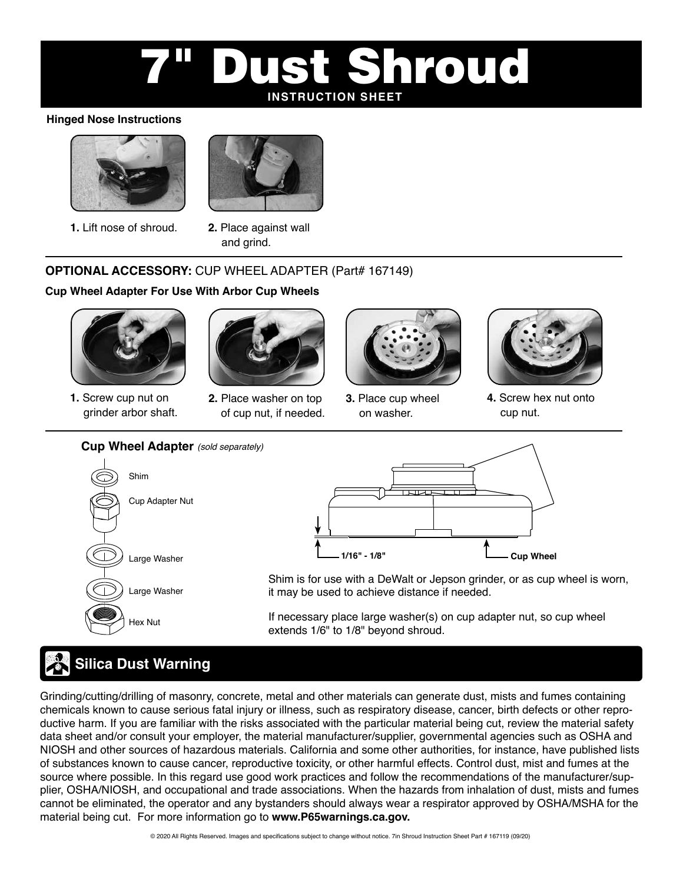# 7" Dust Shroud

**INSTRUCTION SHEET**

**Hinged Nose Instructions**

**1.** Lift nose of shroud.

**2.** Place against wall and grind.

**OPTIONAL ACCESSORY:** CUP WHEEL ADAPTER (Part# 167149)

**Cup Wheel Adapter For Use With Arbor Cup Wheels**

**1.** Screw cup nut on grinder arbor shaft.

**2.** Place washer on top of cup nut, if needed.

**3.** Place cup wheel on washer.

**4.** Screw hex nut onto cup nut.

**Cup Wheel Adapter** *(sold separately)*

Shim

Cup Adapter Nut

Large Washer

Large Washer

Hex Nut

1/16" - 1/8"

Cup Wheel

Shim is for use with a DeWalt or Jepson grinder, or as cup wheel is worn, it may be used to achieve distance if needed.

If necessary place large washer(s) on cup adapter nut, so cup wheel extends 1/6" to 1/8" beyond shroud.

## Silica Dust Warning

Grinding/cutting/drilling of masonry, concrete, metal and other materials can generate dust, mists and fumes containing chemicals known to cause serious fatal injury or illness, such as respiratory disease, cancer, birth defects or other reproductive harm. If you are familiar with the risks associated with the particular material being cut, review the material safety data sheet and/or consult your employer, the material manufacturer/supplier, governmental agencies such as OSHA and NIOSH and other sources of hazardous materials. California and some other authorities, for instance, have published lists of substances known to cause cancer, reproductive toxicity, or other harmful effects. Control dust, mist and fumes at the source where possible. In this regard use good work practices and follow the recommendations of the manufacturer/supplier, OSHA/NIOSH, and occupational and trade associations. When the hazards from inhalation of dust, mists and fumes cannot be eliminated, the operator and any bystanders should always wear a respirator approved by OSHA/MSHA for the material being cut. For more information go to **www.P65warnings.ca.gov.**

© 2020 All Rights Reserved. Images and specifications subject to change without notice. 7in Shroud Instruction Sheet Part # 167119 (09/20)